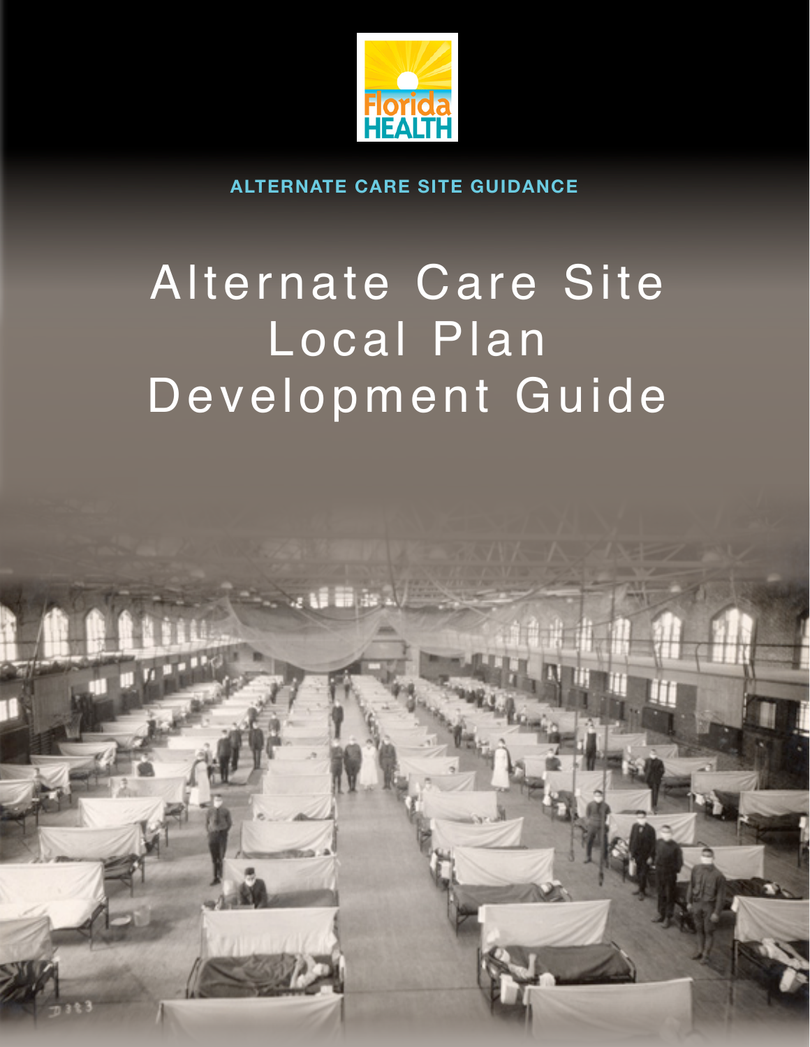Florida HEALTH

ALTERNATE CARE SITE GUIDANCE

# Alternate Care Site Local Plan Development Guide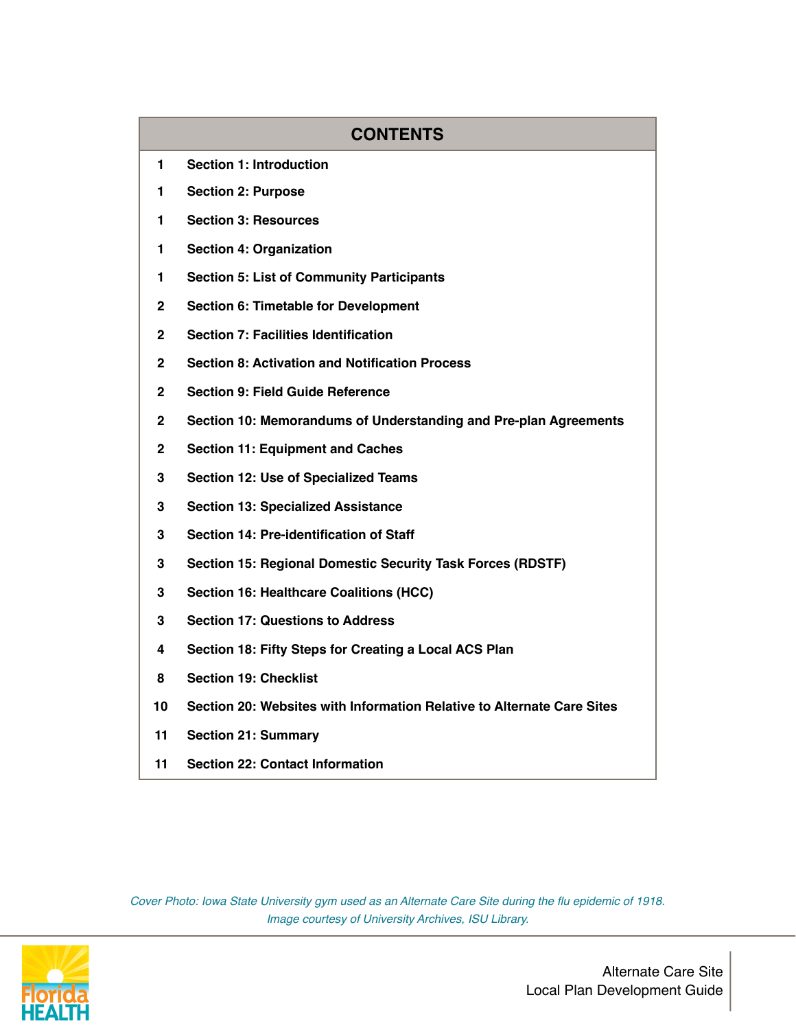| CONTENTS | |
|---|---|
| 1 | **Section 1: Introduction** |
| 1 | **Section 2: Purpose** |
| 1 | **Section 3: Resources** |
| 1 | **Section 4: Organization** |
| 1 | **Section 5: List of Community Participants** |
| 2 | **Section 6: Timetable for Development** |
| 2 | **Section 7: Facilities Identification** |
| 2 | **Section 8: Activation and Notification Process** |
| 2 | **Section 9: Field Guide Reference** |
| 2 | **Section 10: Memorandums of Understanding and Pre-plan Agreements** |
| 2 | **Section 11: Equipment and Caches** |
| 3 | **Section 12: Use of Specialized Teams** |
| 3 | **Section 13: Specialized Assistance** |
| 3 | **Section 14: Pre-identification of Staff** |
| 3 | **Section 15: Regional Domestic Security Task Forces (RDSTF)** |
| 3 | **Section 16: Healthcare Coalitions (HCC)** |
| 3 | **Section 17: Questions to Address** |
| 4 | **Section 18: Fifty Steps for Creating a Local ACS Plan** |
| 8 | **Section 19: Checklist** |
| 10 | **Section 20: Websites with Information Relative to Alternate Care Sites** |
| 11 | **Section 21: Summary** |
| 11 | **Section 22: Contact Information** |

*Cover Photo: Iowa State University gym used as an Alternate Care Site during the flu epidemic of 1918.*
*Image courtesy of University Archives, ISU Library.*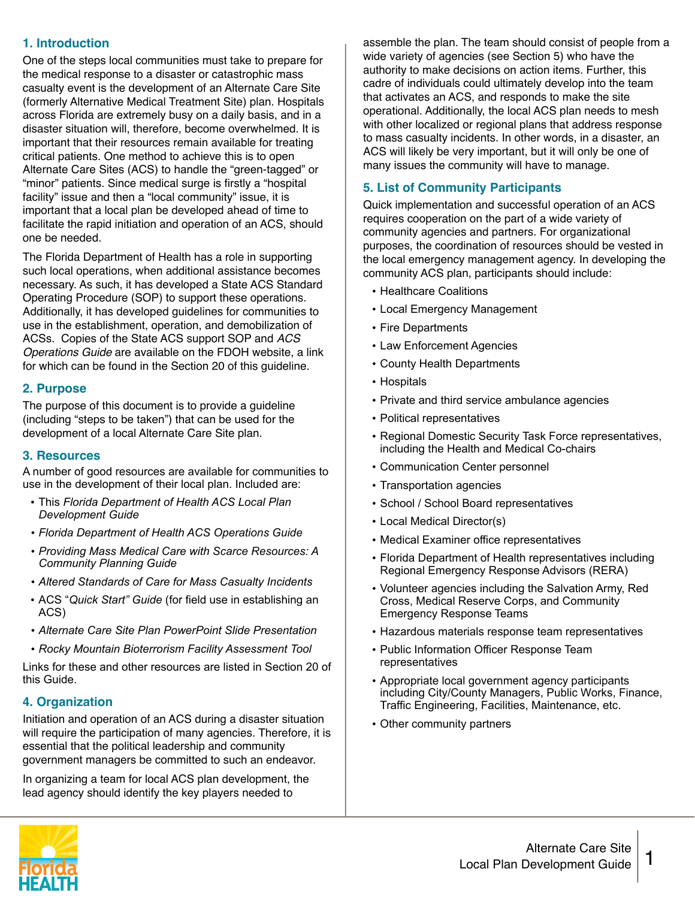## 1. Introduction

One of the steps local communities must take to prepare for the medical response to a disaster or catastrophic mass casualty event is the development of an Alternate Care Site (formerly Alternative Medical Treatment Site) plan. Hospitals across Florida are extremely busy on a daily basis, and in a disaster situation will, therefore, become overwhelmed. It is important that their resources remain available for treating critical patients. One method to achieve this is to open Alternate Care Sites (ACS) to handle the "green-tagged" or "minor" patients. Since medical surge is firstly a "hospital facility" issue and then a "local community" issue, it is important that a local plan be developed ahead of time to facilitate the rapid initiation and operation of an ACS, should one be needed.

The Florida Department of Health has a role in supporting such local operations, when additional assistance becomes necessary. As such, it has developed a State ACS Standard Operating Procedure (SOP) to support these operations. Additionally, it has developed guidelines for communities to use in the establishment, operation, and demobilization of ACSs. Copies of the State ACS support SOP and *ACS Operations Guide* are available on the FDOH website, a link for which can be found in the Section 20 of this guideline.

## 2. Purpose

The purpose of this document is to provide a guideline (including "steps to be taken") that can be used for the development of a local Alternate Care Site plan.

## 3. Resources

A number of good resources are available for communities to use in the development of their local plan. Included are:

- This *Florida Department of Health ACS Local Plan Development Guide*
- *Florida Department of Health ACS Operations Guide*
- *Providing Mass Medical Care with Scarce Resources: A Community Planning Guide*
- *Altered Standards of Care for Mass Casualty Incidents*
- ACS "*Quick Start" Guide* (for field use in establishing an ACS)
- *Alternate Care Site Plan PowerPoint Slide Presentation*
- *Rocky Mountain Bioterrorism Facility Assessment Tool*

Links for these and other resources are listed in Section 20 of this Guide.

## 4. Organization

Initiation and operation of an ACS during a disaster situation will require the participation of many agencies. Therefore, it is essential that the political leadership and community government managers be committed to such an endeavor.

In organizing a team for local ACS plan development, the lead agency should identify the key players needed to assemble the plan. The team should consist of people from a wide variety of agencies (see Section 5) who have the authority to make decisions on action items. Further, this cadre of individuals could ultimately develop into the team that activates an ACS, and responds to make the site operational. Additionally, the local ACS plan needs to mesh with other localized or regional plans that address response to mass casualty incidents. In other words, in a disaster, an ACS will likely be very important, but it will only be one of many issues the community will have to manage.

## 5. List of Community Participants

Quick implementation and successful operation of an ACS requires cooperation on the part of a wide variety of community agencies and partners. For organizational purposes, the coordination of resources should be vested in the local emergency management agency. In developing the community ACS plan, participants should include:

- Healthcare Coalitions
- Local Emergency Management
- Fire Departments
- Law Enforcement Agencies
- County Health Departments
- Hospitals
- Private and third service ambulance agencies
- Political representatives
- Regional Domestic Security Task Force representatives, including the Health and Medical Co-chairs
- Communication Center personnel
- Transportation agencies
- School / School Board representatives
- Local Medical Director(s)
- Medical Examiner office representatives
- Florida Department of Health representatives including Regional Emergency Response Advisors (RERA)
- Volunteer agencies including the Salvation Army, Red Cross, Medical Reserve Corps, and Community Emergency Response Teams
- Hazardous materials response team representatives
- Public Information Officer Response Team representatives
- Appropriate local government agency participants including City/County Managers, Public Works, Finance, Traffic Engineering, Facilities, Maintenance, etc.
- Other community partners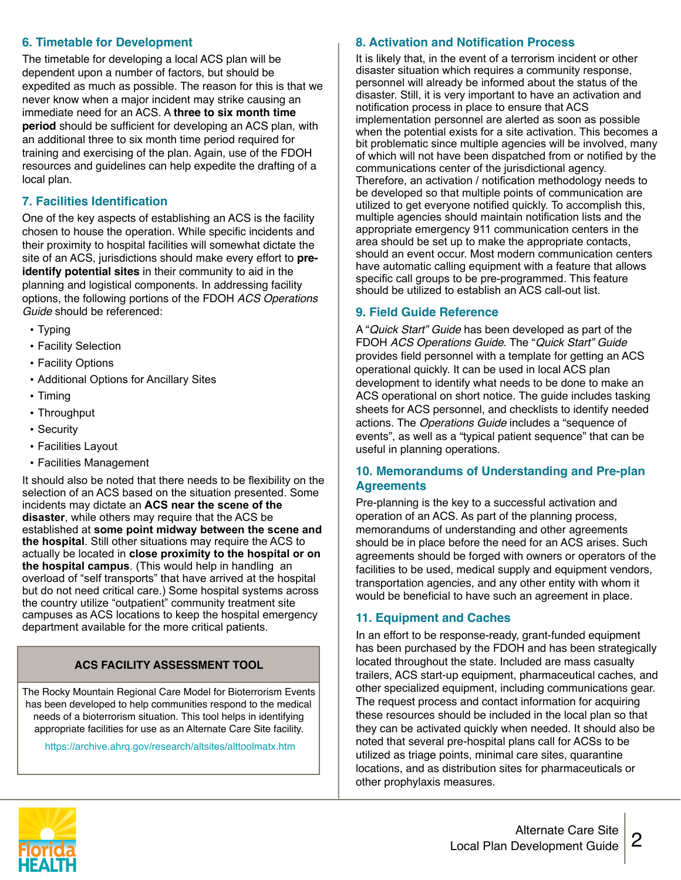## 6. Timetable for Development

The timetable for developing a local ACS plan will be dependent upon a number of factors, but should be expedited as much as possible. The reason for this is that we never know when a major incident may strike causing an immediate need for an ACS. A **three to six month time period** should be sufficient for developing an ACS plan, with an additional three to six month time period required for training and exercising of the plan. Again, use of the FDOH resources and guidelines can help expedite the drafting of a local plan.

## 7. Facilities Identification

One of the key aspects of establishing an ACS is the facility chosen to house the operation. While specific incidents and their proximity to hospital facilities will somewhat dictate the site of an ACS, jurisdictions should make every effort to **pre-identify potential sites** in their community to aid in the planning and logistical components. In addressing facility options, the following portions of the FDOH *ACS Operations Guide* should be referenced:

- Typing
- Facility Selection
- Facility Options
- Additional Options for Ancillary Sites
- Timing
- Throughput
- Security
- Facilities Layout
- Facilities Management

It should also be noted that there needs to be flexibility on the selection of an ACS based on the situation presented. Some incidents may dictate an **ACS near the scene of the disaster**, while others may require that the ACS be established at **some point midway between the scene and the hospital**. Still other situations may require the ACS to actually be located in **close proximity to the hospital or on the hospital campus**. (This would help in handling an overload of "self transports" that have arrived at the hospital but do not need critical care.) Some hospital systems across the country utilize "outpatient" community treatment site campuses as ACS locations to keep the hospital emergency department available for the more critical patients.

**ACS FACILITY ASSESSMENT TOOL**

The Rocky Mountain Regional Care Model for Bioterrorism Events has been developed to help communities respond to the medical needs of a bioterrorism situation. This tool helps in identifying appropriate facilities for use as an Alternate Care Site facility.

https://archive.ahrq.gov/research/altsites/alttoolmatx.htm

## 8. Activation and Notification Process

It is likely that, in the event of a terrorism incident or other disaster situation which requires a community response, personnel will already be informed about the status of the disaster. Still, it is very important to have an activation and notification process in place to ensure that ACS implementation personnel are alerted as soon as possible when the potential exists for a site activation. This becomes a bit problematic since multiple agencies will be involved, many of which will not have been dispatched from or notified by the communications center of the jurisdictional agency. Therefore, an activation / notification methodology needs to be developed so that multiple points of communication are utilized to get everyone notified quickly. To accomplish this, multiple agencies should maintain notification lists and the appropriate emergency 911 communication centers in the area should be set up to make the appropriate contacts, should an event occur. Most modern communication centers have automatic calling equipment with a feature that allows specific call groups to be pre-programmed. This feature should be utilized to establish an ACS call-out list.

## 9. Field Guide Reference

A "*Quick Start" Guide* has been developed as part of the FDOH *ACS Operations Guide*. The "*Quick Start" Guide* provides field personnel with a template for getting an ACS operational quickly. It can be used in local ACS plan development to identify what needs to be done to make an ACS operational on short notice. The guide includes tasking sheets for ACS personnel, and checklists to identify needed actions. The *Operations Guide* includes a "sequence of events", as well as a "typical patient sequence" that can be useful in planning operations.

## 10. Memorandums of Understanding and Pre-plan Agreements

Pre-planning is the key to a successful activation and operation of an ACS. As part of the planning process, memorandums of understanding and other agreements should be in place before the need for an ACS arises. Such agreements should be forged with owners or operators of the facilities to be used, medical supply and equipment vendors, transportation agencies, and any other entity with whom it would be beneficial to have such an agreement in place.

## 11. Equipment and Caches

In an effort to be response-ready, grant-funded equipment has been purchased by the FDOH and has been strategically located throughout the state. Included are mass casualty trailers, ACS start-up equipment, pharmaceutical caches, and other specialized equipment, including communications gear. The request process and contact information for acquiring these resources should be included in the local plan so that they can be activated quickly when needed. It should also be noted that several pre-hospital plans call for ACSs to be utilized as triage points, minimal care sites, quarantine locations, and as distribution sites for pharmaceuticals or other prophylaxis measures.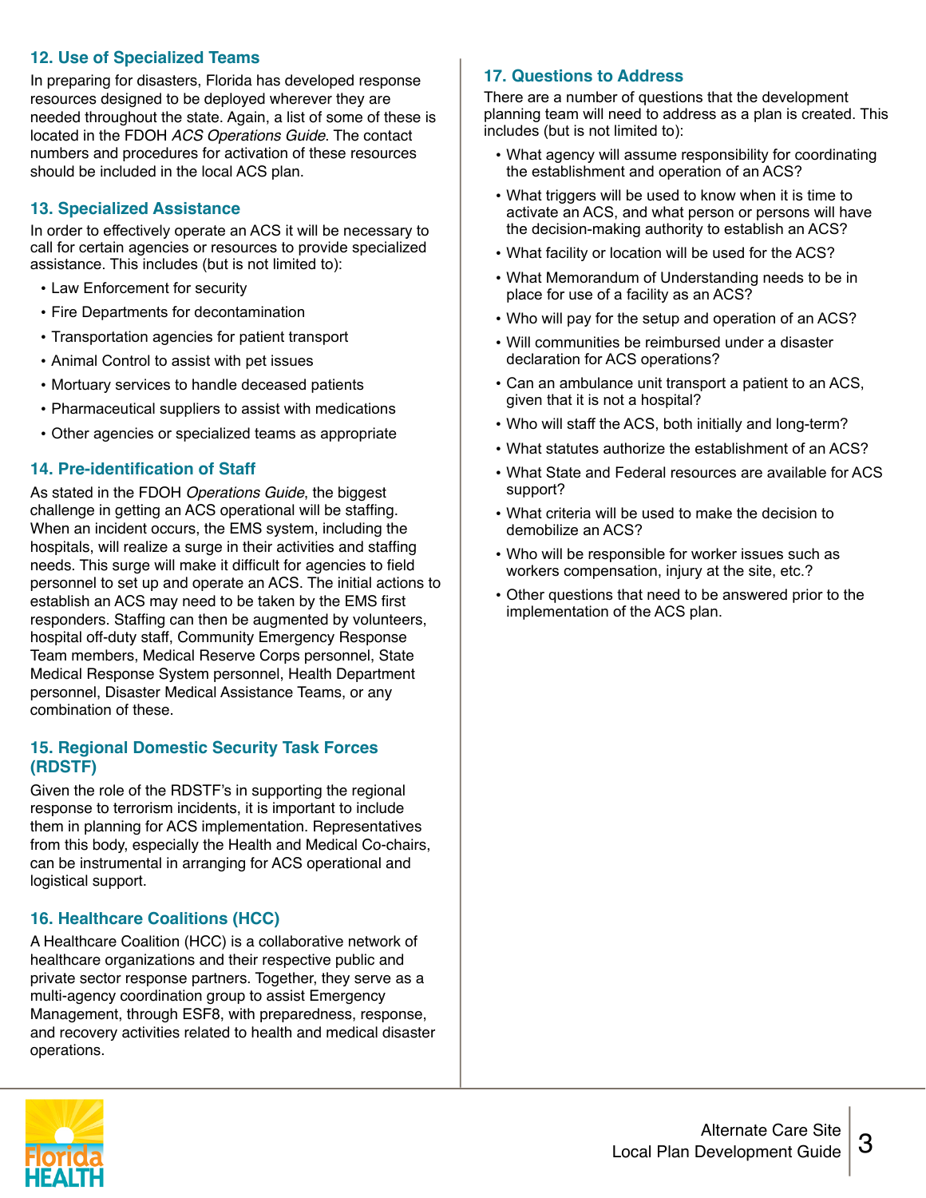## 12. Use of Specialized Teams

In preparing for disasters, Florida has developed response resources designed to be deployed wherever they are needed throughout the state. Again, a list of some of these is located in the FDOH *ACS Operations Guide*. The contact numbers and procedures for activation of these resources should be included in the local ACS plan.

## 13. Specialized Assistance

In order to effectively operate an ACS it will be necessary to call for certain agencies or resources to provide specialized assistance. This includes (but is not limited to):

- Law Enforcement for security
- Fire Departments for decontamination
- Transportation agencies for patient transport
- Animal Control to assist with pet issues
- Mortuary services to handle deceased patients
- Pharmaceutical suppliers to assist with medications
- Other agencies or specialized teams as appropriate

## 14. Pre-identification of Staff

As stated in the FDOH *Operations Guide*, the biggest challenge in getting an ACS operational will be staffing. When an incident occurs, the EMS system, including the hospitals, will realize a surge in their activities and staffing needs. This surge will make it difficult for agencies to field personnel to set up and operate an ACS. The initial actions to establish an ACS may need to be taken by the EMS first responders. Staffing can then be augmented by volunteers, hospital off-duty staff, Community Emergency Response Team members, Medical Reserve Corps personnel, State Medical Response System personnel, Health Department personnel, Disaster Medical Assistance Teams, or any combination of these.

## 15. Regional Domestic Security Task Forces (RDSTF)

Given the role of the RDSTF's in supporting the regional response to terrorism incidents, it is important to include them in planning for ACS implementation. Representatives from this body, especially the Health and Medical Co-chairs, can be instrumental in arranging for ACS operational and logistical support.

## 16. Healthcare Coalitions (HCC)

A Healthcare Coalition (HCC) is a collaborative network of healthcare organizations and their respective public and private sector response partners. Together, they serve as a multi-agency coordination group to assist Emergency Management, through ESF8, with preparedness, response, and recovery activities related to health and medical disaster operations.

## 17. Questions to Address

There are a number of questions that the development planning team will need to address as a plan is created. This includes (but is not limited to):

- What agency will assume responsibility for coordinating the establishment and operation of an ACS?
- What triggers will be used to know when it is time to activate an ACS, and what person or persons will have the decision-making authority to establish an ACS?
- What facility or location will be used for the ACS?
- What Memorandum of Understanding needs to be in place for use of a facility as an ACS?
- Who will pay for the setup and operation of an ACS?
- Will communities be reimbursed under a disaster declaration for ACS operations?
- Can an ambulance unit transport a patient to an ACS, given that it is not a hospital?
- Who will staff the ACS, both initially and long-term?
- What statutes authorize the establishment of an ACS?
- What State and Federal resources are available for ACS support?
- What criteria will be used to make the decision to demobilize an ACS?
- Who will be responsible for worker issues such as workers compensation, injury at the site, etc.?
- Other questions that need to be answered prior to the implementation of the ACS plan.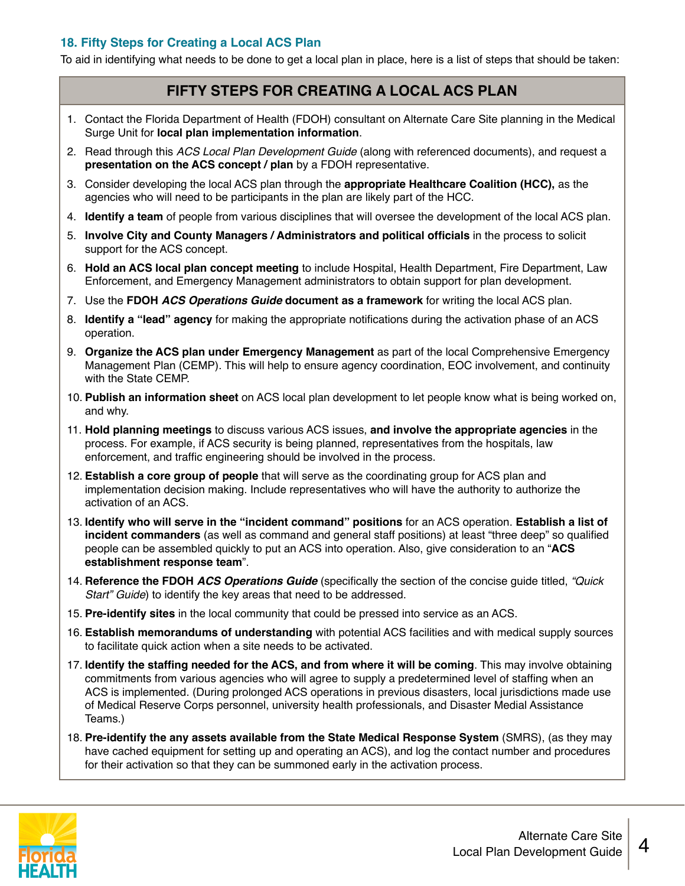## 18. Fifty Steps for Creating a Local ACS Plan

To aid in identifying what needs to be done to get a local plan in place, here is a list of steps that should be taken:

### FIFTY STEPS FOR CREATING A LOCAL ACS PLAN

1. Contact the Florida Department of Health (FDOH) consultant on Alternate Care Site planning in the Medical Surge Unit for **local plan implementation information**.
2. Read through this *ACS Local Plan Development Guide* (along with referenced documents), and request a **presentation on the ACS concept / plan** by a FDOH representative.
3. Consider developing the local ACS plan through the **appropriate Healthcare Coalition (HCC),** as the agencies who will need to be participants in the plan are likely part of the HCC.
4. **Identify a team** of people from various disciplines that will oversee the development of the local ACS plan.
5. **Involve City and County Managers / Administrators and political officials** in the process to solicit support for the ACS concept.
6. **Hold an ACS local plan concept meeting** to include Hospital, Health Department, Fire Department, Law Enforcement, and Emergency Management administrators to obtain support for plan development.
7. Use the **FDOH *ACS Operations Guide* document as a framework** for writing the local ACS plan.
8. **Identify a "lead" agency** for making the appropriate notifications during the activation phase of an ACS operation.
9. **Organize the ACS plan under Emergency Management** as part of the local Comprehensive Emergency Management Plan (CEMP). This will help to ensure agency coordination, EOC involvement, and continuity with the State CEMP.
10. **Publish an information sheet** on ACS local plan development to let people know what is being worked on, and why.
11. **Hold planning meetings** to discuss various ACS issues, **and involve the appropriate agencies** in the process. For example, if ACS security is being planned, representatives from the hospitals, law enforcement, and traffic engineering should be involved in the process.
12. **Establish a core group of people** that will serve as the coordinating group for ACS plan and implementation decision making. Include representatives who will have the authority to authorize the activation of an ACS.
13. **Identify who will serve in the "incident command" positions** for an ACS operation. **Establish a list of incident commanders** (as well as command and general staff positions) at least "three deep" so qualified people can be assembled quickly to put an ACS into operation. Also, give consideration to an "**ACS establishment response team**".
14. **Reference the FDOH *ACS Operations Guide*** (specifically the section of the concise guide titled, *"Quick Start" Guide*) to identify the key areas that need to be addressed.
15. **Pre-identify sites** in the local community that could be pressed into service as an ACS.
16. **Establish memorandums of understanding** with potential ACS facilities and with medical supply sources to facilitate quick action when a site needs to be activated.
17. **Identify the staffing needed for the ACS, and from where it will be coming**. This may involve obtaining commitments from various agencies who will agree to supply a predetermined level of staffing when an ACS is implemented. (During prolonged ACS operations in previous disasters, local jurisdictions made use of Medical Reserve Corps personnel, university health professionals, and Disaster Medial Assistance Teams.)
18. **Pre-identify the any assets available from the State Medical Response System** (SMRS), (as they may have cached equipment for setting up and operating an ACS), and log the contact number and procedures for their activation so that they can be summoned early in the activation process.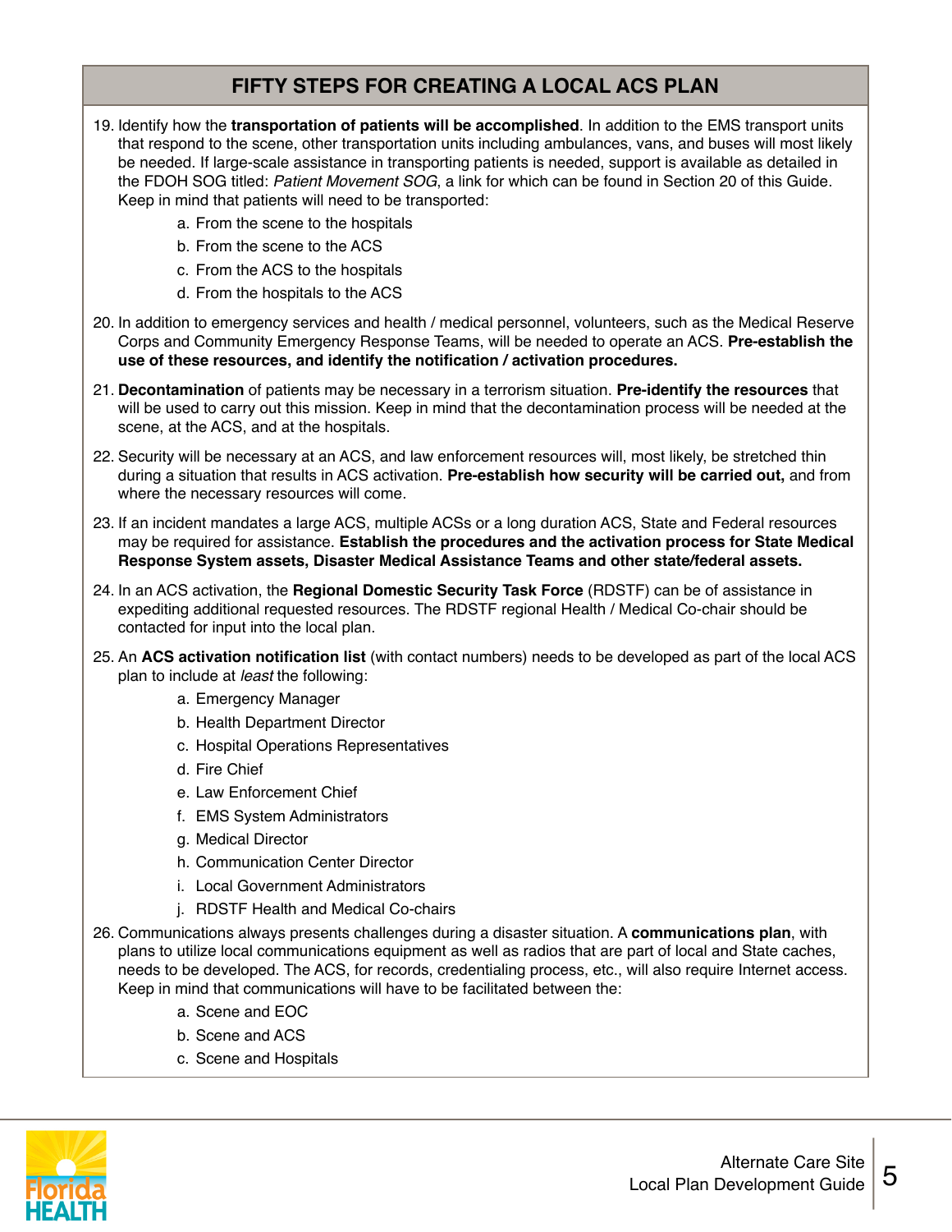## FIFTY STEPS FOR CREATING A LOCAL ACS PLAN

19. Identify how the **transportation of patients will be accomplished**. In addition to the EMS transport units that respond to the scene, other transportation units including ambulances, vans, and buses will most likely be needed. If large-scale assistance in transporting patients is needed, support is available as detailed in the FDOH SOG titled: *Patient Movement SOG*, a link for which can be found in Section 20 of this Guide. Keep in mind that patients will need to be transported:
    a. From the scene to the hospitals
    b. From the scene to the ACS
    c. From the ACS to the hospitals
    d. From the hospitals to the ACS
20. In addition to emergency services and health / medical personnel, volunteers, such as the Medical Reserve Corps and Community Emergency Response Teams, will be needed to operate an ACS. **Pre-establish the use of these resources, and identify the notification / activation procedures.**
21. **Decontamination** of patients may be necessary in a terrorism situation. **Pre-identify the resources** that will be used to carry out this mission. Keep in mind that the decontamination process will be needed at the scene, at the ACS, and at the hospitals.
22. Security will be necessary at an ACS, and law enforcement resources will, most likely, be stretched thin during a situation that results in ACS activation. **Pre-establish how security will be carried out,** and from where the necessary resources will come.
23. If an incident mandates a large ACS, multiple ACSs or a long duration ACS, State and Federal resources may be required for assistance. **Establish the procedures and the activation process for State Medical Response System assets, Disaster Medical Assistance Teams and other state/federal assets.**
24. In an ACS activation, the **Regional Domestic Security Task Force** (RDSTF) can be of assistance in expediting additional requested resources. The RDSTF regional Health / Medical Co-chair should be contacted for input into the local plan.
25. An **ACS activation notification list** (with contact numbers) needs to be developed as part of the local ACS plan to include at *least* the following:
    a. Emergency Manager
    b. Health Department Director
    c. Hospital Operations Representatives
    d. Fire Chief
    e. Law Enforcement Chief
    f. EMS System Administrators
    g. Medical Director
    h. Communication Center Director
    i. Local Government Administrators
    j. RDSTF Health and Medical Co-chairs
26. Communications always presents challenges during a disaster situation. A **communications plan**, with plans to utilize local communications equipment as well as radios that are part of local and State caches, needs to be developed. The ACS, for records, credentialing process, etc., will also require Internet access. Keep in mind that communications will have to be facilitated between the:
    a. Scene and EOC
    b. Scene and ACS
    c. Scene and Hospitals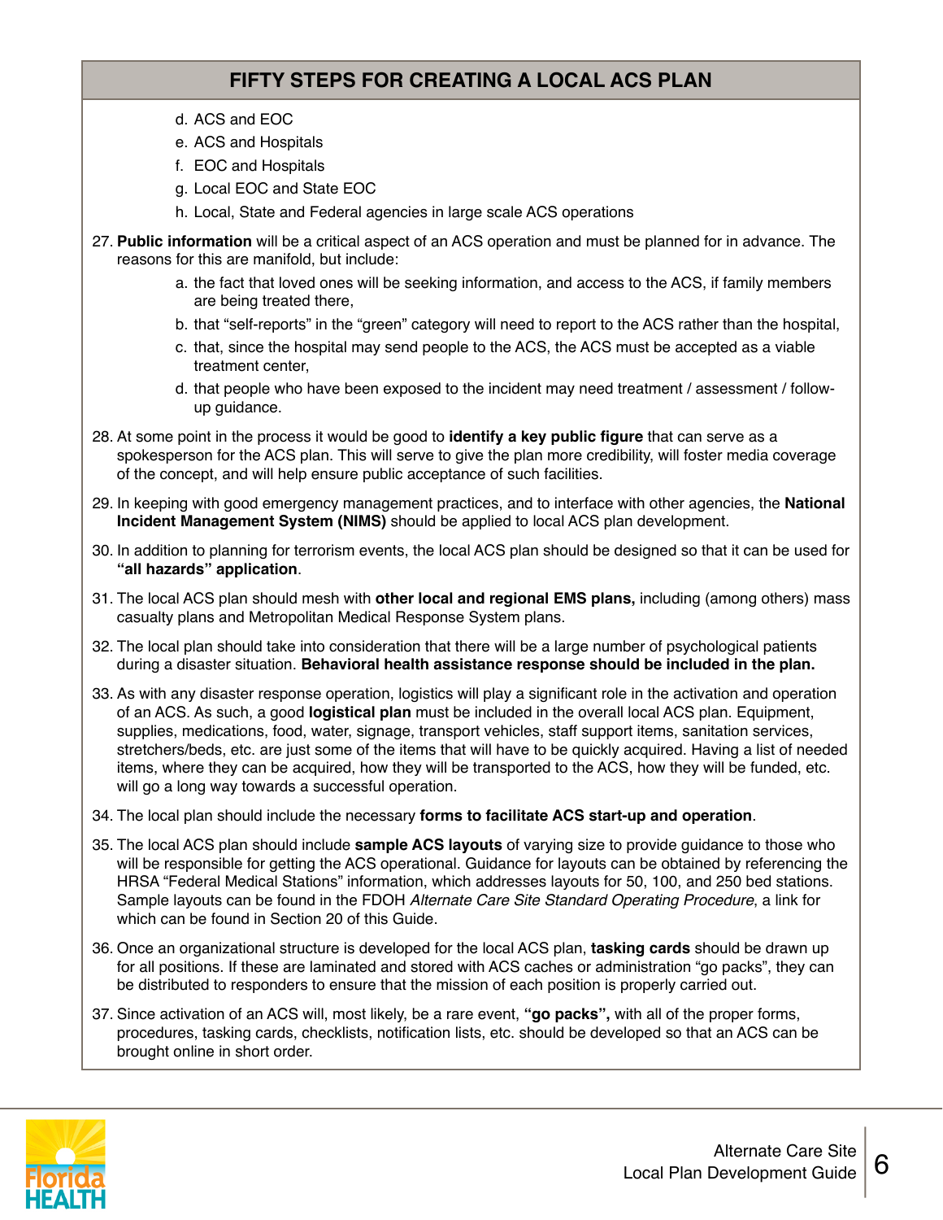## FIFTY STEPS FOR CREATING A LOCAL ACS PLAN

   d. ACS and EOC
   e. ACS and Hospitals
   f. EOC and Hospitals
   g. Local EOC and State EOC
   h. Local, State and Federal agencies in large scale ACS operations

27. **Public information** will be a critical aspect of an ACS operation and must be planned for in advance. The reasons for this are manifold, but include:
    a. the fact that loved ones will be seeking information, and access to the ACS, if family members are being treated there,
    b. that "self-reports" in the "green" category will need to report to the ACS rather than the hospital,
    c. that, since the hospital may send people to the ACS, the ACS must be accepted as a viable treatment center,
    d. that people who have been exposed to the incident may need treatment / assessment / follow-up guidance.

28. At some point in the process it would be good to **identify a key public figure** that can serve as a spokesperson for the ACS plan. This will serve to give the plan more credibility, will foster media coverage of the concept, and will help ensure public acceptance of such facilities.

29. In keeping with good emergency management practices, and to interface with other agencies, the **National Incident Management System (NIMS)** should be applied to local ACS plan development.

30. In addition to planning for terrorism events, the local ACS plan should be designed so that it can be used for **"all hazards" application**.

31. The local ACS plan should mesh with **other local and regional EMS plans,** including (among others) mass casualty plans and Metropolitan Medical Response System plans.

32. The local plan should take into consideration that there will be a large number of psychological patients during a disaster situation. **Behavioral health assistance response should be included in the plan.**

33. As with any disaster response operation, logistics will play a significant role in the activation and operation of an ACS. As such, a good **logistical plan** must be included in the overall local ACS plan. Equipment, supplies, medications, food, water, signage, transport vehicles, staff support items, sanitation services, stretchers/beds, etc. are just some of the items that will have to be quickly acquired. Having a list of needed items, where they can be acquired, how they will be transported to the ACS, how they will be funded, etc. will go a long way towards a successful operation.

34. The local plan should include the necessary **forms to facilitate ACS start-up and operation**.

35. The local ACS plan should include **sample ACS layouts** of varying size to provide guidance to those who will be responsible for getting the ACS operational. Guidance for layouts can be obtained by referencing the HRSA "Federal Medical Stations" information, which addresses layouts for 50, 100, and 250 bed stations. Sample layouts can be found in the FDOH *Alternate Care Site Standard Operating Procedure*, a link for which can be found in Section 20 of this Guide.

36. Once an organizational structure is developed for the local ACS plan, **tasking cards** should be drawn up for all positions. If these are laminated and stored with ACS caches or administration "go packs", they can be distributed to responders to ensure that the mission of each position is properly carried out.

37. Since activation of an ACS will, most likely, be a rare event, **"go packs",** with all of the proper forms, procedures, tasking cards, checklists, notification lists, etc. should be developed so that an ACS can be brought online in short order.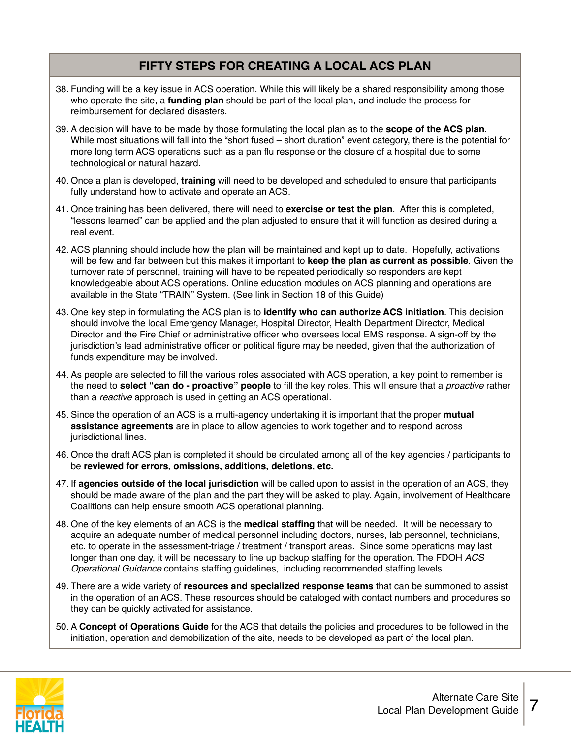## FIFTY STEPS FOR CREATING A LOCAL ACS PLAN

38. Funding will be a key issue in ACS operation. While this will likely be a shared responsibility among those who operate the site, a **funding plan** should be part of the local plan, and include the process for reimbursement for declared disasters.

39. A decision will have to be made by those formulating the local plan as to the **scope of the ACS plan**. While most situations will fall into the "short fused – short duration" event category, there is the potential for more long term ACS operations such as a pan flu response or the closure of a hospital due to some technological or natural hazard.

40. Once a plan is developed, **training** will need to be developed and scheduled to ensure that participants fully understand how to activate and operate an ACS.

41. Once training has been delivered, there will need to **exercise or test the plan**. After this is completed, "lessons learned" can be applied and the plan adjusted to ensure that it will function as desired during a real event.

42. ACS planning should include how the plan will be maintained and kept up to date. Hopefully, activations will be few and far between but this makes it important to **keep the plan as current as possible**. Given the turnover rate of personnel, training will have to be repeated periodically so responders are kept knowledgeable about ACS operations. Online education modules on ACS planning and operations are available in the State "TRAIN" System. (See link in Section 18 of this Guide)

43. One key step in formulating the ACS plan is to **identify who can authorize ACS initiation**. This decision should involve the local Emergency Manager, Hospital Director, Health Department Director, Medical Director and the Fire Chief or administrative officer who oversees local EMS response. A sign-off by the jurisdiction's lead administrative officer or political figure may be needed, given that the authorization of funds expenditure may be involved.

44. As people are selected to fill the various roles associated with ACS operation, a key point to remember is the need to **select "can do - proactive" people** to fill the key roles. This will ensure that a *proactive* rather than a *reactive* approach is used in getting an ACS operational.

45. Since the operation of an ACS is a multi-agency undertaking it is important that the proper **mutual assistance agreements** are in place to allow agencies to work together and to respond across jurisdictional lines.

46. Once the draft ACS plan is completed it should be circulated among all of the key agencies / participants to be **reviewed for errors, omissions, additions, deletions, etc.**

47. If **agencies outside of the local jurisdiction** will be called upon to assist in the operation of an ACS, they should be made aware of the plan and the part they will be asked to play. Again, involvement of Healthcare Coalitions can help ensure smooth ACS operational planning.

48. One of the key elements of an ACS is the **medical staffing** that will be needed. It will be necessary to acquire an adequate number of medical personnel including doctors, nurses, lab personnel, technicians, etc. to operate in the assessment-triage / treatment / transport areas. Since some operations may last longer than one day, it will be necessary to line up backup staffing for the operation. The FDOH *ACS Operational Guidance* contains staffing guidelines, including recommended staffing levels.

49. There are a wide variety of **resources and specialized response teams** that can be summoned to assist in the operation of an ACS. These resources should be cataloged with contact numbers and procedures so they can be quickly activated for assistance.

50. A **Concept of Operations Guide** for the ACS that details the policies and procedures to be followed in the initiation, operation and demobilization of the site, needs to be developed as part of the local plan.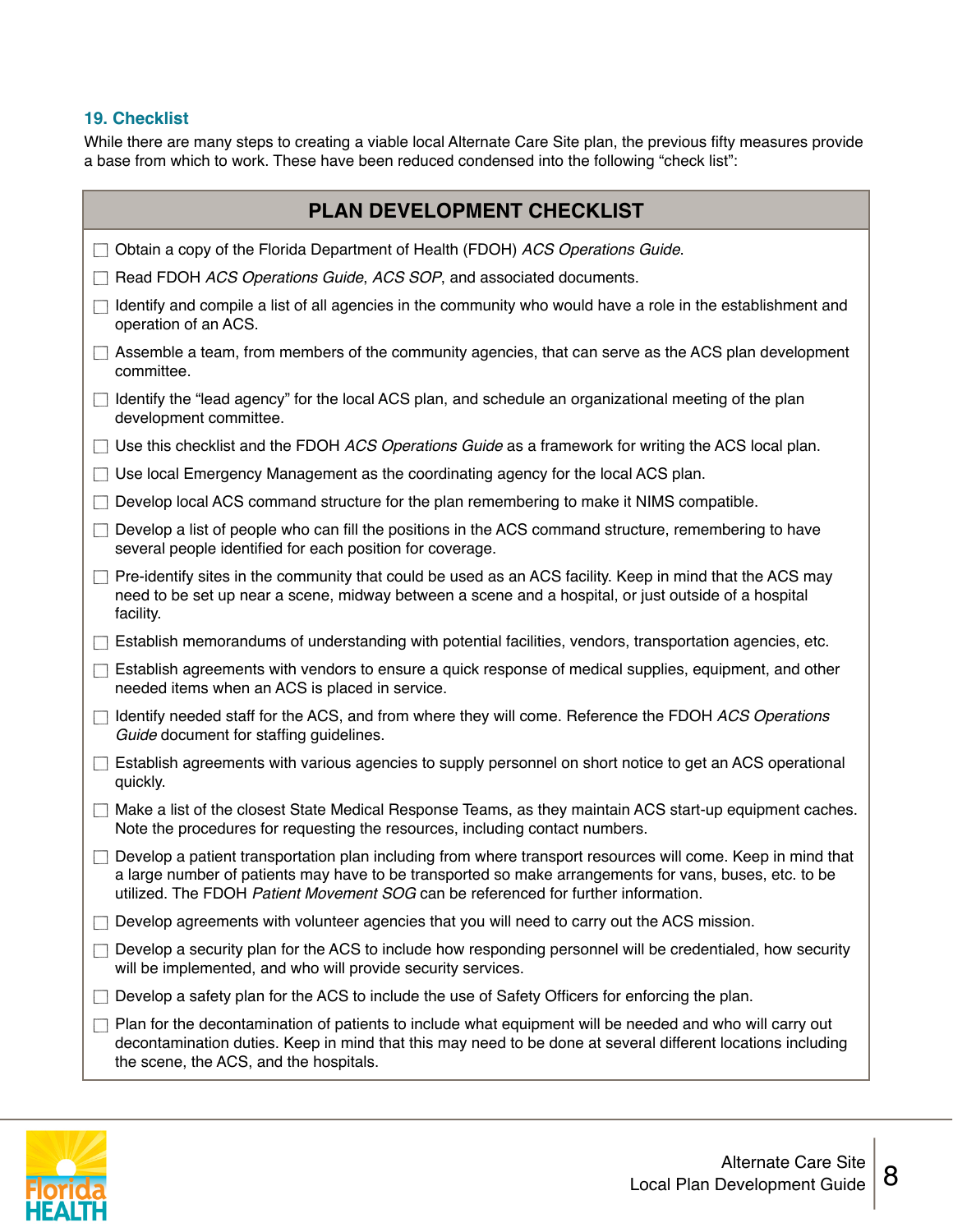### 19. Checklist

While there are many steps to creating a viable local Alternate Care Site plan, the previous fifty measures provide a base from which to work. These have been reduced condensed into the following "check list":

| PLAN DEVELOPMENT CHECKLIST |
|---|
| ☐ Obtain a copy of the Florida Department of Health (FDOH) *ACS Operations Guide*. |
| ☐ Read FDOH *ACS Operations Guide*, *ACS SOP*, and associated documents. |
| ☐ Identify and compile a list of all agencies in the community who would have a role in the establishment and operation of an ACS. |
| ☐ Assemble a team, from members of the community agencies, that can serve as the ACS plan development committee. |
| ☐ Identify the "lead agency" for the local ACS plan, and schedule an organizational meeting of the plan development committee. |
| ☐ Use this checklist and the FDOH *ACS Operations Guide* as a framework for writing the ACS local plan. |
| ☐ Use local Emergency Management as the coordinating agency for the local ACS plan. |
| ☐ Develop local ACS command structure for the plan remembering to make it NIMS compatible. |
| ☐ Develop a list of people who can fill the positions in the ACS command structure, remembering to have several people identified for each position for coverage. |
| ☐ Pre-identify sites in the community that could be used as an ACS facility. Keep in mind that the ACS may need to be set up near a scene, midway between a scene and a hospital, or just outside of a hospital facility. |
| ☐ Establish memorandums of understanding with potential facilities, vendors, transportation agencies, etc. |
| ☐ Establish agreements with vendors to ensure a quick response of medical supplies, equipment, and other needed items when an ACS is placed in service. |
| ☐ Identify needed staff for the ACS, and from where they will come. Reference the FDOH *ACS Operations Guide* document for staffing guidelines. |
| ☐ Establish agreements with various agencies to supply personnel on short notice to get an ACS operational quickly. |
| ☐ Make a list of the closest State Medical Response Teams, as they maintain ACS start-up equipment caches. Note the procedures for requesting the resources, including contact numbers. |
| ☐ Develop a patient transportation plan including from where transport resources will come. Keep in mind that a large number of patients may have to be transported so make arrangements for vans, buses, etc. to be utilized. The FDOH *Patient Movement SOG* can be referenced for further information. |
| ☐ Develop agreements with volunteer agencies that you will need to carry out the ACS mission. |
| ☐ Develop a security plan for the ACS to include how responding personnel will be credentialed, how security will be implemented, and who will provide security services. |
| ☐ Develop a safety plan for the ACS to include the use of Safety Officers for enforcing the plan. |
| ☐ Plan for the decontamination of patients to include what equipment will be needed and who will carry out decontamination duties. Keep in mind that this may need to be done at several different locations including the scene, the ACS, and the hospitals. |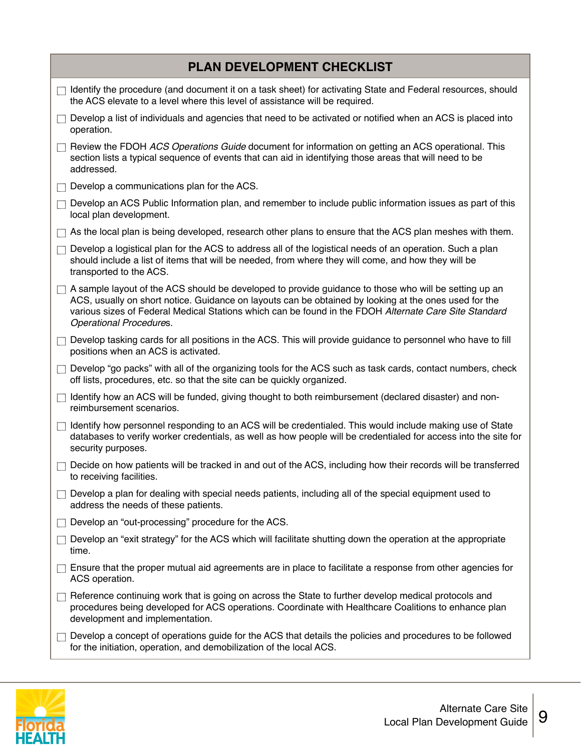## PLAN DEVELOPMENT CHECKLIST

- [ ] Identify the procedure (and document it on a task sheet) for activating State and Federal resources, should the ACS elevate to a level where this level of assistance will be required.
- [ ] Develop a list of individuals and agencies that need to be activated or notified when an ACS is placed into operation.
- [ ] Review the FDOH *ACS Operations Guide* document for information on getting an ACS operational. This section lists a typical sequence of events that can aid in identifying those areas that will need to be addressed.
- [ ] Develop a communications plan for the ACS.
- [ ] Develop an ACS Public Information plan, and remember to include public information issues as part of this local plan development.
- [ ] As the local plan is being developed, research other plans to ensure that the ACS plan meshes with them.
- [ ] Develop a logistical plan for the ACS to address all of the logistical needs of an operation. Such a plan should include a list of items that will be needed, from where they will come, and how they will be transported to the ACS.
- [ ] A sample layout of the ACS should be developed to provide guidance to those who will be setting up an ACS, usually on short notice. Guidance on layouts can be obtained by looking at the ones used for the various sizes of Federal Medical Stations which can be found in the FDOH *Alternate Care Site Standard Operational Procedure*s.
- [ ] Develop tasking cards for all positions in the ACS. This will provide guidance to personnel who have to fill positions when an ACS is activated.
- [ ] Develop "go packs" with all of the organizing tools for the ACS such as task cards, contact numbers, check off lists, procedures, etc. so that the site can be quickly organized.
- [ ] Identify how an ACS will be funded, giving thought to both reimbursement (declared disaster) and non-reimbursement scenarios.
- [ ] Identify how personnel responding to an ACS will be credentialed. This would include making use of State databases to verify worker credentials, as well as how people will be credentialed for access into the site for security purposes.
- [ ] Decide on how patients will be tracked in and out of the ACS, including how their records will be transferred to receiving facilities.
- [ ] Develop a plan for dealing with special needs patients, including all of the special equipment used to address the needs of these patients.
- [ ] Develop an "out-processing" procedure for the ACS.
- [ ] Develop an "exit strategy" for the ACS which will facilitate shutting down the operation at the appropriate time.
- [ ] Ensure that the proper mutual aid agreements are in place to facilitate a response from other agencies for ACS operation.
- [ ] Reference continuing work that is going on across the State to further develop medical protocols and procedures being developed for ACS operations. Coordinate with Healthcare Coalitions to enhance plan development and implementation.
- [ ] Develop a concept of operations guide for the ACS that details the policies and procedures to be followed for the initiation, operation, and demobilization of the local ACS.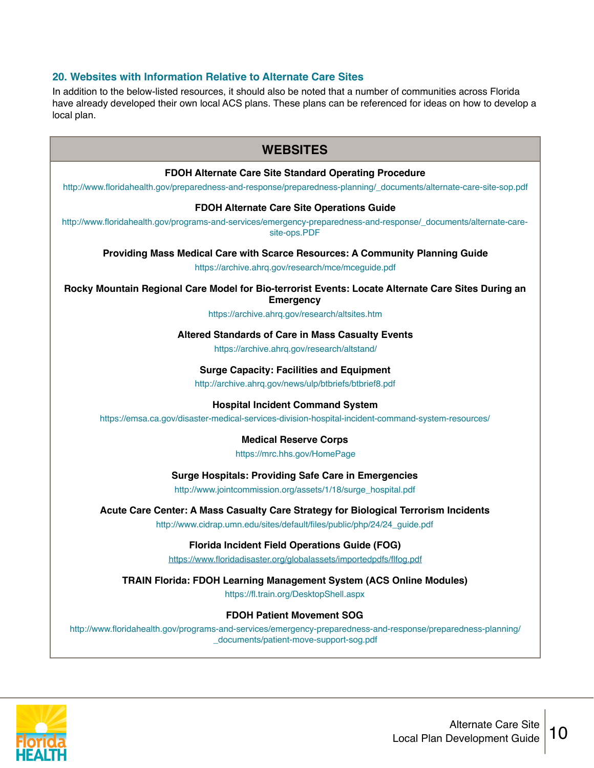## 20. Websites with Information Relative to Alternate Care Sites

In addition to the below-listed resources, it should also be noted that a number of communities across Florida have already developed their own local ACS plans. These plans can be referenced for ideas on how to develop a local plan.

| WEBSITES |
|---|
| **FDOH Alternate Care Site Standard Operating Procedure**<br>http://www.floridahealth.gov/preparedness-and-response/preparedness-planning/_documents/alternate-care-site-sop.pdf |
| **FDOH Alternate Care Site Operations Guide**<br>http://www.floridahealth.gov/programs-and-services/emergency-preparedness-and-response/_documents/alternate-care-site-ops.PDF |
| **Providing Mass Medical Care with Scarce Resources: A Community Planning Guide**<br>https://archive.ahrq.gov/research/mce/mceguide.pdf |
| **Rocky Mountain Regional Care Model for Bio-terrorist Events: Locate Alternate Care Sites During an Emergency**<br>https://archive.ahrq.gov/research/altsites.htm |
| **Altered Standards of Care in Mass Casualty Events**<br>https://archive.ahrq.gov/research/altstand/ |
| **Surge Capacity: Facilities and Equipment**<br>http://archive.ahrq.gov/news/ulp/btbriefs/btbrief8.pdf |
| **Hospital Incident Command System**<br>https://emsa.ca.gov/disaster-medical-services-division-hospital-incident-command-system-resources/ |
| **Medical Reserve Corps**<br>https://mrc.hhs.gov/HomePage |
| **Surge Hospitals: Providing Safe Care in Emergencies**<br>http://www.jointcommission.org/assets/1/18/surge_hospital.pdf |
| **Acute Care Center: A Mass Casualty Care Strategy for Biological Terrorism Incidents**<br>http://www.cidrap.umn.edu/sites/default/files/public/php/24/24_guide.pdf |
| **Florida Incident Field Operations Guide (FOG)**<br>https://www.floridadisaster.org/globalassets/importedpdfs/flfog.pdf |
| **TRAIN Florida: FDOH Learning Management System (ACS Online Modules)**<br>https://fl.train.org/DesktopShell.aspx |
| **FDOH Patient Movement SOG**<br>http://www.floridahealth.gov/programs-and-services/emergency-preparedness-and-response/preparedness-planning/_documents/patient-move-support-sog.pdf |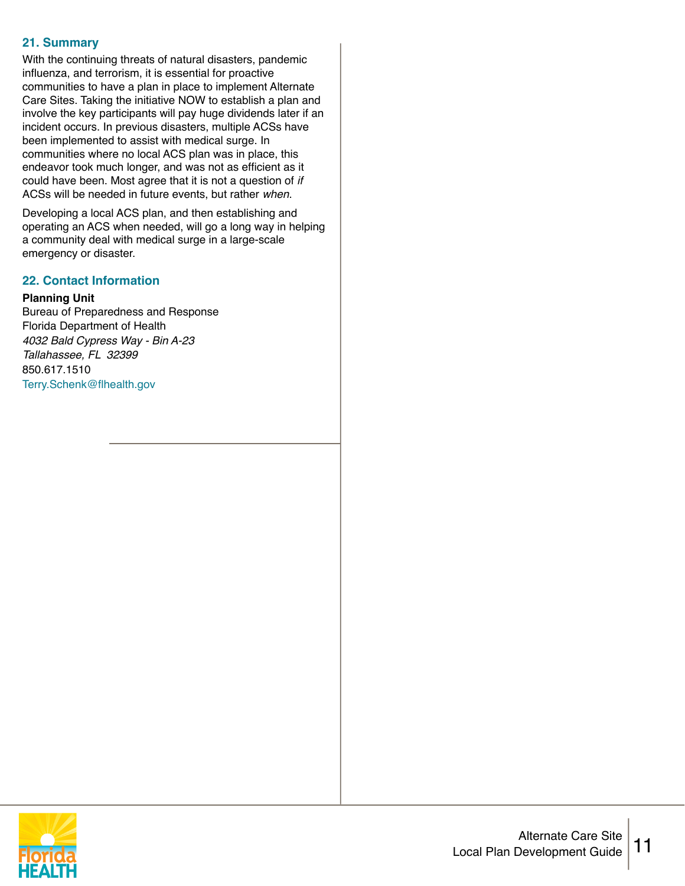## 21. Summary

With the continuing threats of natural disasters, pandemic influenza, and terrorism, it is essential for proactive communities to have a plan in place to implement Alternate Care Sites. Taking the initiative NOW to establish a plan and involve the key participants will pay huge dividends later if an incident occurs. In previous disasters, multiple ACSs have been implemented to assist with medical surge. In communities where no local ACS plan was in place, this endeavor took much longer, and was not as efficient as it could have been. Most agree that it is not a question of *if* ACSs will be needed in future events, but rather *when.*

Developing a local ACS plan, and then establishing and operating an ACS when needed, will go a long way in helping a community deal with medical surge in a large-scale emergency or disaster.

## 22. Contact Information

**Planning Unit**
Bureau of Preparedness and Response
Florida Department of Health
*4032 Bald Cypress Way - Bin A-23*
*Tallahassee, FL 32399*
850.617.1510
Terry.Schenk@flhealth.gov